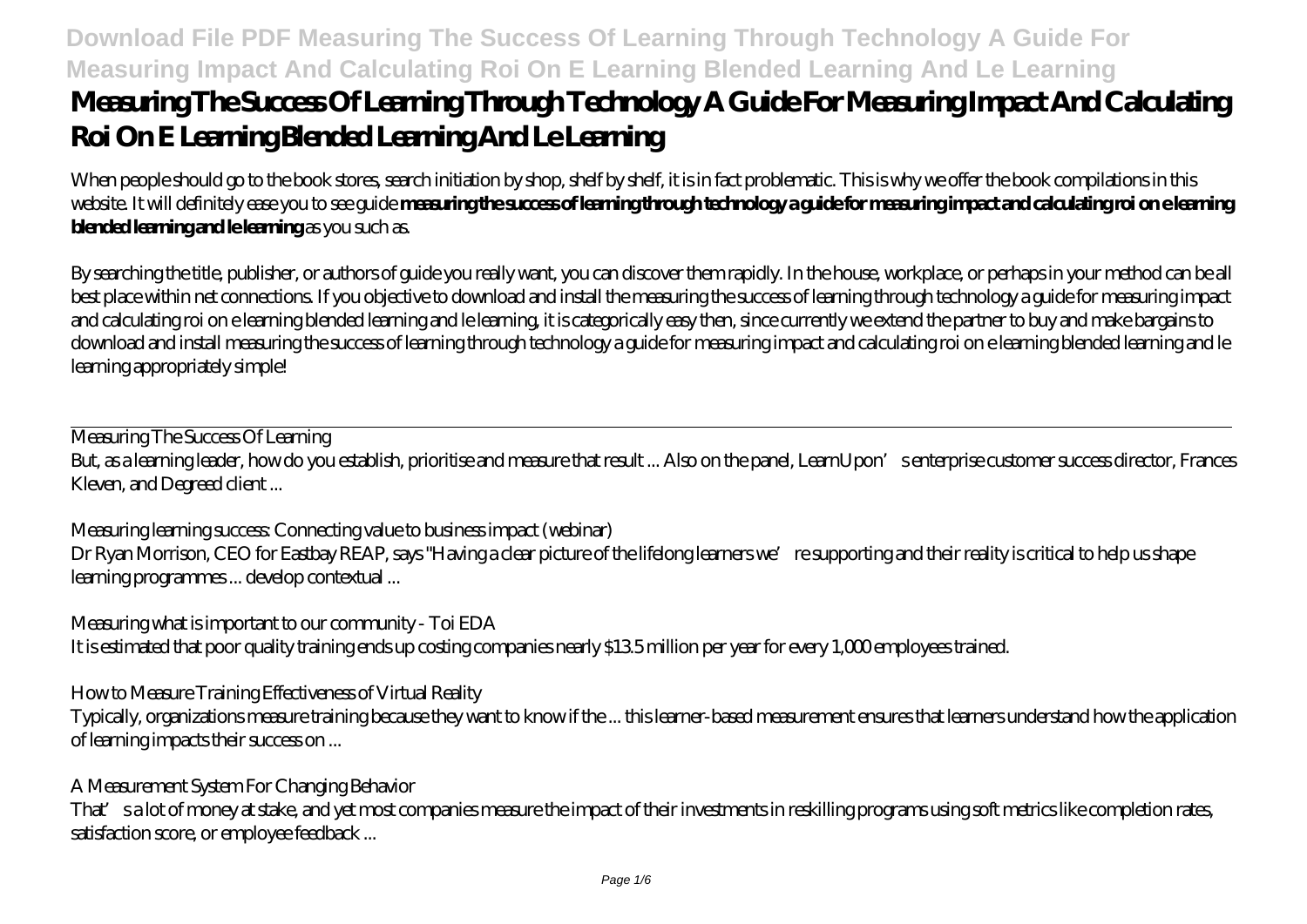# Measuring The Success Of Learning Through Technology A Guide For Measuring Impact And Calculating Roi On E Learning Blended Learning And Le Learning

When people should go to the book stores, search initiation by shop, shelf by shelf, it is in fact problematic. This is why we offer the book compilations in this website. It will definitely ease you to see guide **measuring the success of learning through technology a guide for measuring impact and calculating roi on e learning blended learning and le learning** as you such as.

By searching the title, publisher, or authors of guide you really want, you can discover them rapidly. In the house, workplace, or perhaps in your method can be all best place within net connections. If you objective to download and install the measuring the success of learning through technology a guide for measuring impact and calculating roi on e learning blended learning and le learning, it is categorically easy then, since currently we extend the partner to buy and make bargains to download and install measuring the success of learning through technology a guide for measuring impact and calculating roi on e learning blended learning and le learning appropriately simple!

---

*Measuring The Success Of Learning*

But, as a learning leader, how do you establish, prioritise and measure that result ... Also on the panel, LearnUpon's enterprise customer success director, Frances Kleven, and Degreed client ...

*Measuring learning success: Connecting value to business impact (webinar)*

Dr Ryan Morrison, CEO for Eastbay REAP, says "Having a clear picture of the lifelong learners we're supporting and their reality is critical to help us shape learning programmes ... develop contextual ...

*Measuring what is important to our community - Toi EDA*

It is estimated that poor quality training ends up costing companies nearly $13.5 million per year for every 1,000 employees trained.

*How to Measure Training Effectiveness of Virtual Reality*

Typically, organizations measure training because they want to know if the ... this learner-based measurement ensures that learners understand how the application of learning impacts their success on ...

*A Measurement System For Changing Behavior*

That's a lot of money at stake, and yet most companies measure the impact of their investments in reskilling programs using soft metrics like completion rates, satisfaction score, or employee feedback ...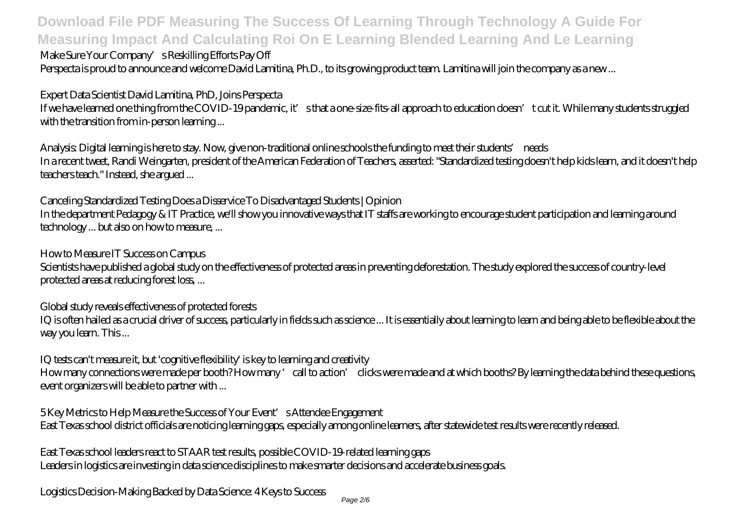Make Sure Your Company's Reskilling Efforts Pay Off

Perspecta is proud to announce and welcome David Lamitina, Ph.D., to its growing product team. Lamitina will join the company as a new ...

Expert Data Scientist David Lamitina, PhD, Joins Perspecta

If we have learned one thing from the COVID-19 pandemic, it's that a one-size-fits-all approach to education doesn't cut it. While many students struggled with the transition from in-person learning ...

Analysis: Digital learning is here to stay. Now, give non-traditional online schools the funding to meet their students' needs

In a recent tweet, Randi Weingarten, president of the American Federation of Teachers, asserted: "Standardized testing doesn't help kids learn, and it doesn't help teachers teach." Instead, she argued ...

Canceling Standardized Testing Does a Disservice To Disadvantaged Students | Opinion

In the department Pedagogy & IT Practice, we'll show you innovative ways that IT staffs are working to encourage student participation and learning around technology ... but also on how to measure, ...

How to Measure IT Success on Campus

Scientists have published a global study on the effectiveness of protected areas in preventing deforestation. The study explored the success of country-level protected areas at reducing forest loss, ...

Global study reveals effectiveness of protected forests

IQ is often hailed as a crucial driver of success, particularly in fields such as science ... It is essentially about learning to learn and being able to be flexible about the way you learn. This ...

IQ tests can't measure it, but 'cognitive flexibility' is key to learning and creativity

How many connections were made per booth? How many 'call to action' clicks were made and at which booths? By learning the data behind these questions, event organizers will be able to partner with ...

5 Key Metrics to Help Measure the Success of Your Event's Attendee Engagement

East Texas school district officials are noticing learning gaps, especially among online learners, after statewide test results were recently released.

East Texas school leaders react to STAAR test results, possible COVID-19-related learning gaps

Leaders in logistics are investing in data science disciplines to make smarter decisions and accelerate business goals.

Logistics Decision-Making Backed by Data Science: 4 Keys to Success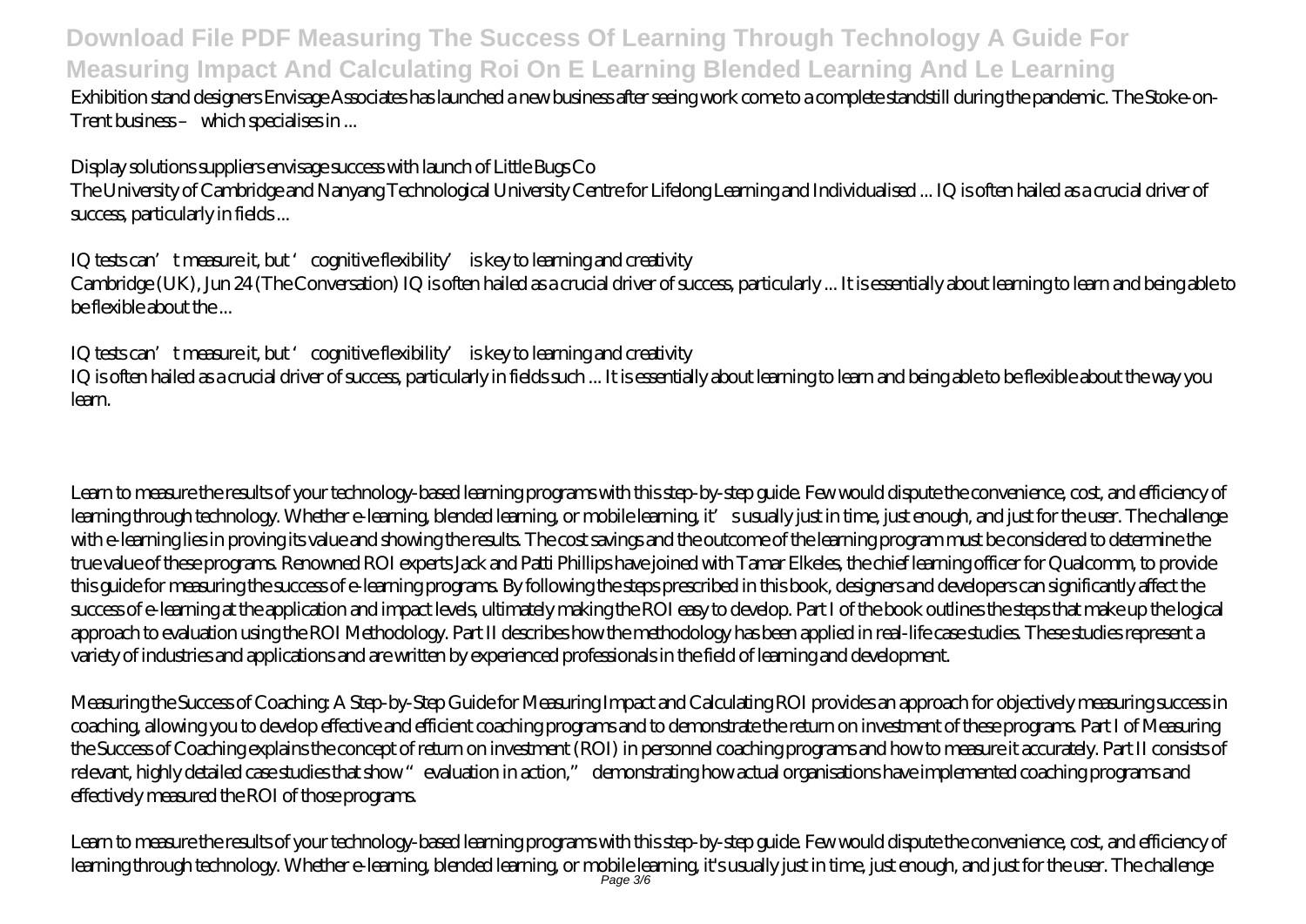Exhibition stand designers Envisage Associates has launched a new business after seeing work come to a complete standstill during the pandemic. The Stoke-on-Trent business – which specialises in ...

Display solutions suppliers envisage success with launch of Little Bugs Co

The University of Cambridge and Nanyang Technological University Centre for Lifelong Learning and Individualised ... IQ is often hailed as a crucial driver of success, particularly in fields ...

IQ tests can't measure it, but 'cognitive flexibility' is key to learning and creativity

Cambridge (UK), Jun 24 (The Conversation) IQ is often hailed as a crucial driver of success, particularly ... It is essentially about learning to learn and being able to be flexible about the ...

IQ tests can't measure it, but 'cognitive flexibility' is key to learning and creativity

IQ is often hailed as a crucial driver of success, particularly in fields such ... It is essentially about learning to learn and being able to be flexible about the way you learn.

Learn to measure the results of your technology-based learning programs with this step-by-step guide. Few would dispute the convenience, cost, and efficiency of learning through technology. Whether e-learning, blended learning, or mobile learning, it's usually just in time, just enough, and just for the user. The challenge with e-learning lies in proving its value and showing the results. The cost savings and the outcome of the learning program must be considered to determine the true value of these programs. Renowned ROI experts Jack and Patti Phillips have joined with Tamar Elkeles, the chief learning officer for Qualcomm, to provide this guide for measuring the success of e-learning programs. By following the steps prescribed in this book, designers and developers can significantly affect the success of e-learning at the application and impact levels, ultimately making the ROI easy to develop. Part I of the book outlines the steps that make up the logical approach to evaluation using the ROI Methodology. Part II describes how the methodology has been applied in real-life case studies. These studies represent a variety of industries and applications and are written by experienced professionals in the field of learning and development.

Measuring the Success of Coaching: A Step-by-Step Guide for Measuring Impact and Calculating ROI provides an approach for objectively measuring success in coaching, allowing you to develop effective and efficient coaching programs and to demonstrate the return on investment of these programs. Part I of Measuring the Success of Coaching explains the concept of return on investment (ROI) in personnel coaching programs and how to measure it accurately. Part II consists of relevant, highly detailed case studies that show "evaluation in action," demonstrating how actual organisations have implemented coaching programs and effectively measured the ROI of those programs.

Learn to measure the results of your technology-based learning programs with this step-by-step guide. Few would dispute the convenience, cost, and efficiency of learning through technology. Whether e-learning, blended learning, or mobile learning, it's usually just in time, just enough, and just for the user. The challenge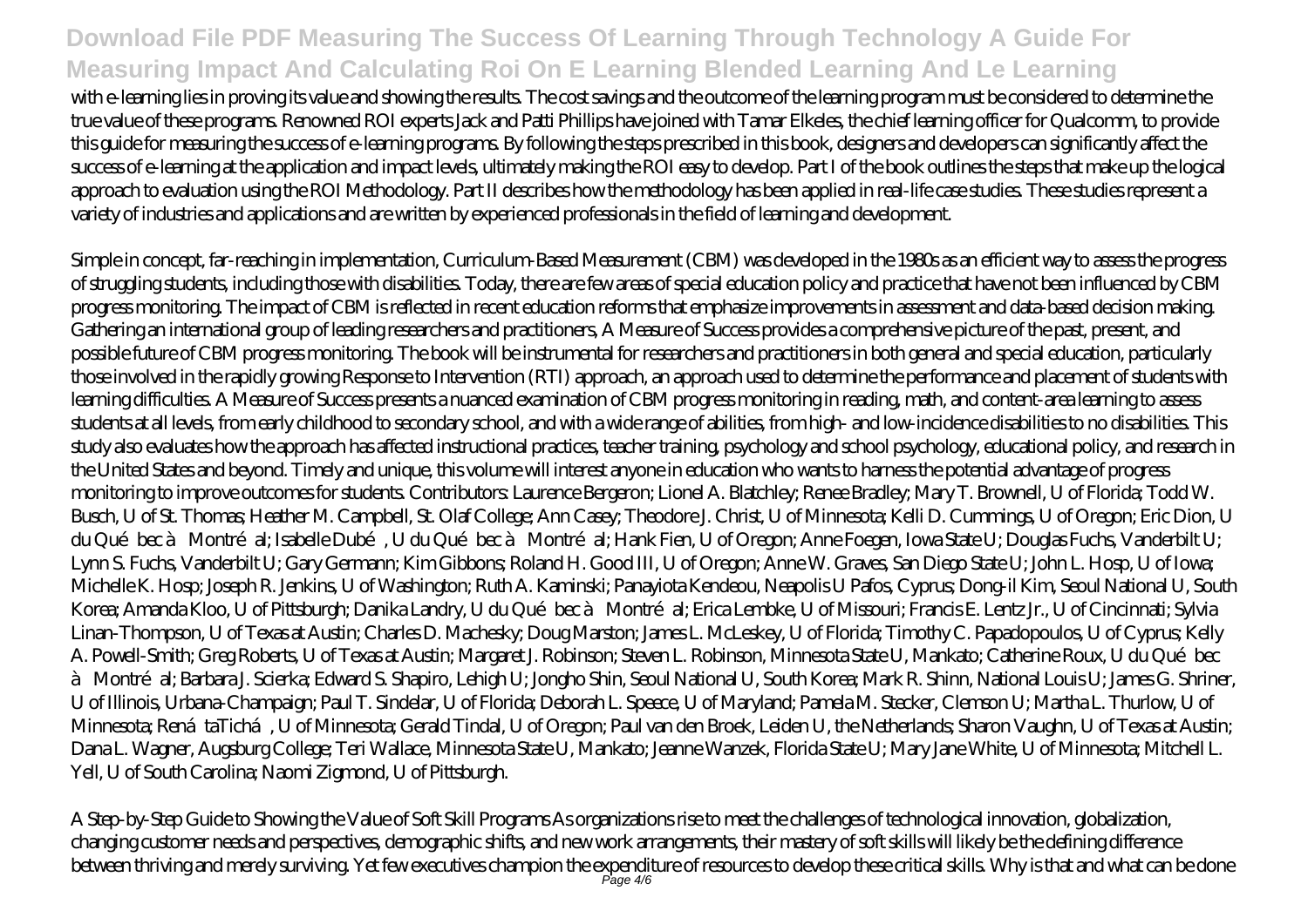with e-learning lies in proving its value and showing the results. The cost savings and the outcome of the learning program must be considered to determine the true value of these programs. Renowned ROI experts Jack and Patti Phillips have joined with Tamar Elkeles, the chief learning officer for Qualcomm, to provide this guide for measuring the success of e-learning programs. By following the steps prescribed in this book, designers and developers can significantly affect the success of e-learning at the application and impact levels, ultimately making the ROI easy to develop. Part I of the book outlines the steps that make up the logical approach to evaluation using the ROI Methodology. Part II describes how the methodology has been applied in real-life case studies. These studies represent a variety of industries and applications and are written by experienced professionals in the field of learning and development.

Simple in concept, far-reaching in implementation, Curriculum-Based Measurement (CBM) was developed in the 1980s as an efficient way to assess the progress of struggling students, including those with disabilities. Today, there are few areas of special education policy and practice that have not been influenced by CBM progress monitoring. The impact of CBM is reflected in recent education reforms that emphasize improvements in assessment and data-based decision making. Gathering an international group of leading researchers and practitioners, A Measure of Success provides a comprehensive picture of the past, present, and possible future of CBM progress monitoring. The book will be instrumental for researchers and practitioners in both general and special education, particularly those involved in the rapidly growing Response to Intervention (RTI) approach, an approach used to determine the performance and placement of students with learning difficulties. A Measure of Success presents a nuanced examination of CBM progress monitoring in reading, math, and content-area learning to assess students at all levels, from early childhood to secondary school, and with a wide range of abilities, from high- and low-incidence disabilities to no disabilities. This study also evaluates how the approach has affected instructional practices, teacher training, psychology and school psychology, educational policy, and research in the United States and beyond. Timely and unique, this volume will interest anyone in education who wants to harness the potential advantage of progress monitoring to improve outcomes for students. Contributors: Laurence Bergeron; Lionel A. Blatchley; Renee Bradley; Mary T. Brownell, U of Florida; Todd W. Busch, U of St. Thomas; Heather M. Campbell, St. Olaf College; Ann Casey; Theodore J. Christ, U of Minnesota; Kelli D. Cummings, U of Oregon; Eric Dion, U du Québec à Montréal; Isabelle Dubé, U du Québec à Montréal; Hank Fien, U of Oregon; Anne Foegen, Iowa State U; Douglas Fuchs, Vanderbilt U; Lynn S. Fuchs, Vanderbilt U; Gary Germann; Kim Gibbons; Roland H. Good III, U of Oregon; Anne W. Graves, San Diego State U; John L. Hosp, U of Iowa; Michelle K. Hosp; Joseph R. Jenkins, U of Washington; Ruth A. Kaminski; Panayiota Kendeou, Neapolis U Pafos, Cyprus; Dong-il Kim, Seoul National U, South Korea; Amanda Kloo, U of Pittsburgh; Danika Landry, U du Québec à Montréal; Erica Lembke, U of Missouri; Francis E. Lentz Jr., U of Cincinnati; Sylvia Linan-Thompson, U of Texas at Austin; Charles D. Machesky; Doug Marston; James L. McLeskey, U of Florida; Timothy C. Papadopoulos, U of Cyprus; Kelly A. Powell-Smith; Greg Roberts, U of Texas at Austin; Margaret J. Robinson; Steven L. Robinson, Minnesota State U, Mankato; Catherine Roux, U du Québec à Montréal; Barbara J. Scierka; Edward S. Shapiro, Lehigh U; Jongho Shin, Seoul National U, South Korea; Mark R. Shinn, National Louis U; James G. Shriner, U of Illinois, Urbana-Champaign; Paul T. Sindelar, U of Florida; Deborah L. Speece, U of Maryland; Pamela M. Stecker, Clemson U; Martha L. Thurlow, U of Minnesota; RenátaTichá, U of Minnesota; Gerald Tindal, U of Oregon; Paul van den Broek, Leiden U, the Netherlands; Sharon Vaughn, U of Texas at Austin; Dana L. Wagner, Augsburg College; Teri Wallace, Minnesota State U, Mankato; Jeanne Wanzek, Florida State U; Mary Jane White, U of Minnesota; Mitchell L. Yell, U of South Carolina; Naomi Zigmond, U of Pittsburgh.

A Step-by-Step Guide to Showing the Value of Soft Skill Programs As organizations rise to meet the challenges of technological innovation, globalization, changing customer needs and perspectives, demographic shifts, and new work arrangements, their mastery of soft skills will likely be the defining difference between thriving and merely surviving. Yet few executives champion the expenditure of resources to develop these critical skills. Why is that and what can be done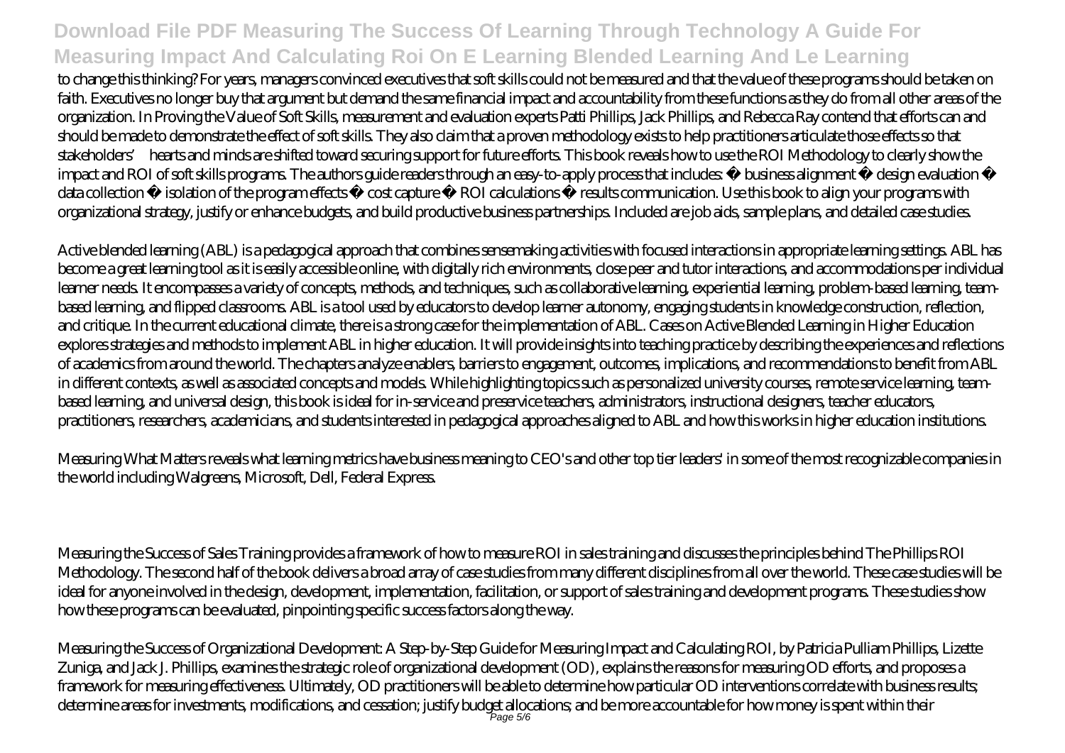to change this thinking? For years, managers convinced executives that soft skills could not be measured and that the value of these programs should be taken on faith. Executives no longer buy that argument but demand the same financial impact and accountability from these functions as they do from all other areas of the organization. In Proving the Value of Soft Skills, measurement and evaluation experts Patti Phillips, Jack Phillips, and Rebecca Ray contend that efforts can and should be made to demonstrate the effect of soft skills. They also claim that a proven methodology exists to help practitioners articulate those effects so that stakeholders' hearts and minds are shifted toward securing support for future efforts. This book reveals how to use the ROI Methodology to clearly show the impact and ROI of soft skills programs. The authors guide readers through an easy-to-apply process that includes: • business alignment • design evaluation • data collection • isolation of the program effects • cost capture • ROI calculations • results communication. Use this book to align your programs with organizational strategy, justify or enhance budgets, and build productive business partnerships. Included are job aids, sample plans, and detailed case studies.

Active blended learning (ABL) is a pedagogical approach that combines sensemaking activities with focused interactions in appropriate learning settings. ABL has become a great learning tool as it is easily accessible online, with digitally rich environments, close peer and tutor interactions, and accommodations per individual learner needs. It encompasses a variety of concepts, methods, and techniques, such as collaborative learning, experiential learning, problem-based learning, team-based learning, and flipped classrooms. ABL is a tool used by educators to develop learner autonomy, engaging students in knowledge construction, reflection, and critique. In the current educational climate, there is a strong case for the implementation of ABL. Cases on Active Blended Learning in Higher Education explores strategies and methods to implement ABL in higher education. It will provide insights into teaching practice by describing the experiences and reflections of academics from around the world. The chapters analyze enablers, barriers to engagement, outcomes, implications, and recommendations to benefit from ABL in different contexts, as well as associated concepts and models. While highlighting topics such as personalized university courses, remote service learning, team-based learning, and universal design, this book is ideal for in-service and preservice teachers, administrators, instructional designers, teacher educators, practitioners, researchers, academicians, and students interested in pedagogical approaches aligned to ABL and how this works in higher education institutions.

Measuring What Matters reveals what learning metrics have business meaning to CEO's and other top tier leaders' in some of the most recognizable companies in the world including Walgreens, Microsoft, Dell, Federal Express.

Measuring the Success of Sales Training provides a framework of how to measure ROI in sales training and discusses the principles behind The Phillips ROI Methodology. The second half of the book delivers a broad array of case studies from many different disciplines from all over the world. These case studies will be ideal for anyone involved in the design, development, implementation, facilitation, or support of sales training and development programs. These studies show how these programs can be evaluated, pinpointing specific success factors along the way.

Measuring the Success of Organizational Development: A Step-by-Step Guide for Measuring Impact and Calculating ROI, by Patricia Pulliam Phillips, Lizette Zuniga, and Jack J. Phillips, examines the strategic role of organizational development (OD), explains the reasons for measuring OD efforts, and proposes a framework for measuring effectiveness. Ultimately, OD practitioners will be able to determine how particular OD interventions correlate with business results; determine areas for investments, modifications, and cessation; justify budget allocations; and be more accountable for how money is spent within their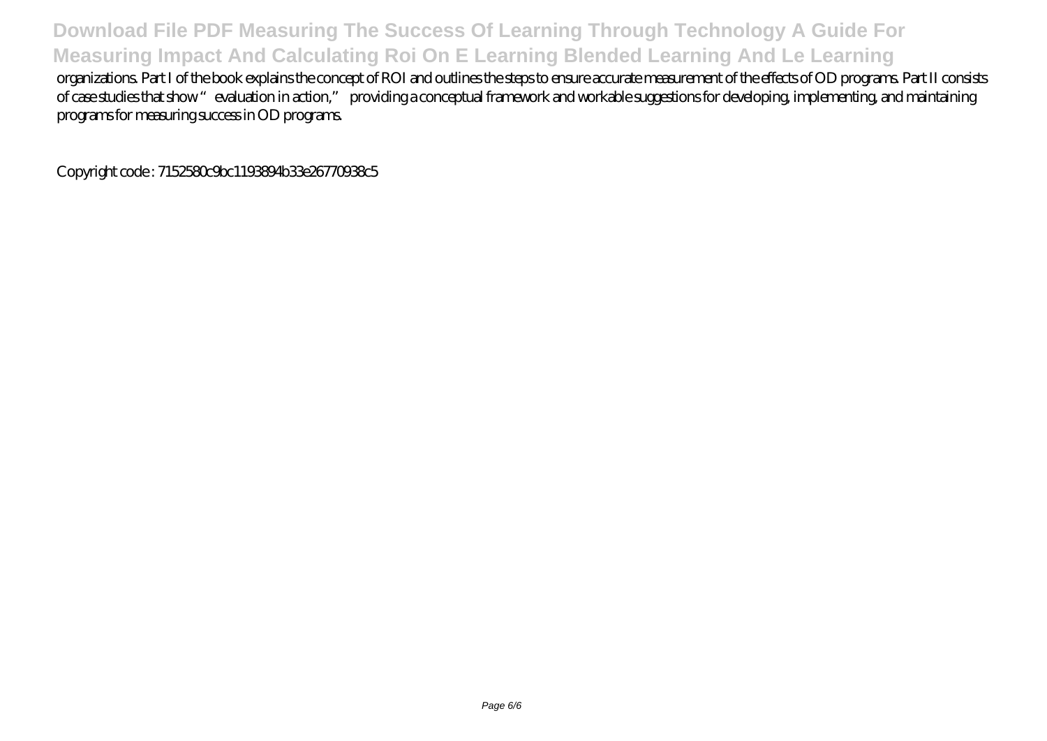organizations. Part I of the book explains the concept of ROI and outlines the steps to ensure accurate measurement of the effects of OD programs. Part II consists of case studies that show "evaluation in action," providing a conceptual framework and workable suggestions for developing, implementing, and maintaining programs for measuring success in OD programs.

Copyright code : 7152580c9bc1193894b33e26770938c5